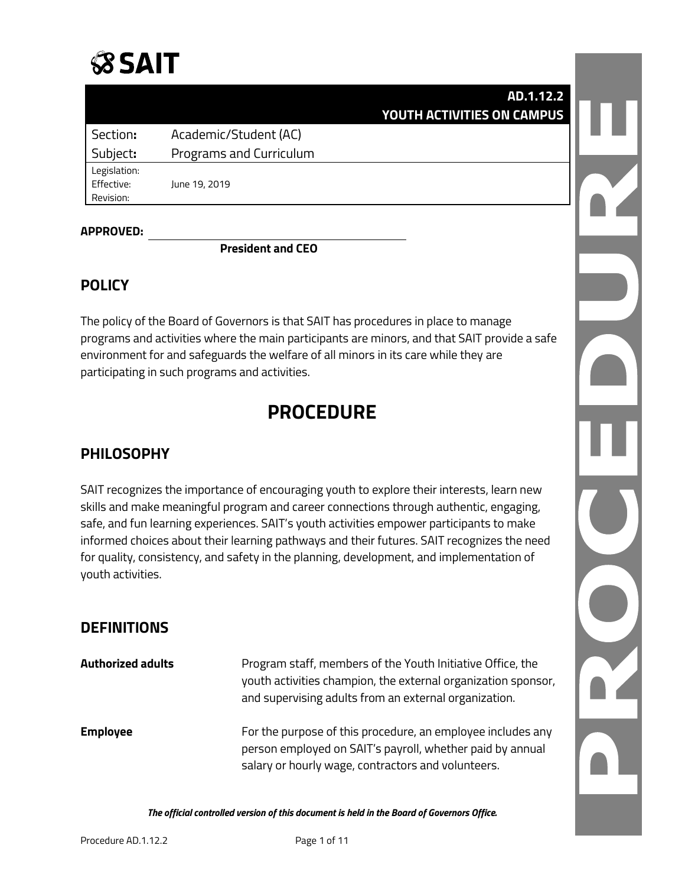SAIT

| | AD.1.12.2<br>YOUTH ACTIVITIES ON CAMPUS |
|---|---|
| Section: | Academic/Student (AC) |
| Subject: | Programs and Curriculum |
| Legislation: | |
| Effective: | June 19, 2019 |
| Revision: | |

**APPROVED:** ______________________________

**President and CEO**

## POLICY

The policy of the Board of Governors is that SAIT has procedures in place to manage programs and activities where the main participants are minors, and that SAIT provide a safe environment for and safeguards the welfare of all minors in its care while they are participating in such programs and activities.

# PROCEDURE

## PHILOSOPHY

SAIT recognizes the importance of encouraging youth to explore their interests, learn new skills and make meaningful program and career connections through authentic, engaging, safe, and fun learning experiences. SAIT's youth activities empower participants to make informed choices about their learning pathways and their futures. SAIT recognizes the need for quality, consistency, and safety in the planning, development, and implementation of youth activities.

## DEFINITIONS

| | |
|---|---|
| **Authorized adults** | Program staff, members of the Youth Initiative Office, the youth activities champion, the external organization sponsor, and supervising adults from an external organization. |
| **Employee** | For the purpose of this procedure, an employee includes any person employed on SAIT's payroll, whether paid by annual salary or hourly wage, contractors and volunteers. |

***The official controlled version of this document is held in the Board of Governors Office.***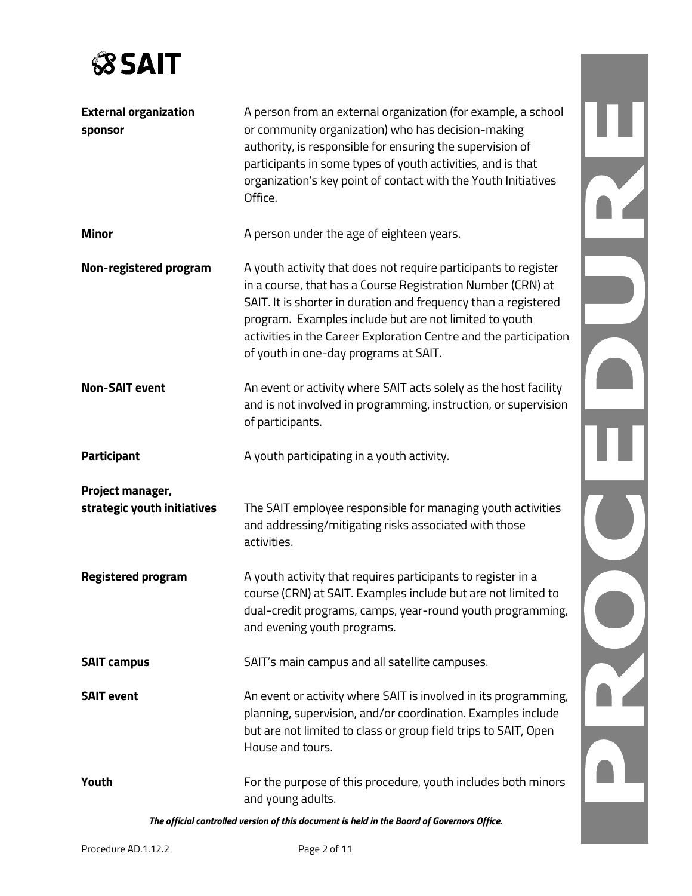| | |
|---|---|
| **External organization sponsor** | A person from an external organization (for example, a school or community organization) who has decision-making authority, is responsible for ensuring the supervision of participants in some types of youth activities, and is that organization's key point of contact with the Youth Initiatives Office. |
| **Minor** | A person under the age of eighteen years. |
| **Non-registered program** | A youth activity that does not require participants to register in a course, that has a Course Registration Number (CRN) at SAIT. It is shorter in duration and frequency than a registered program. Examples include but are not limited to youth activities in the Career Exploration Centre and the participation of youth in one-day programs at SAIT. |
| **Non-SAIT event** | An event or activity where SAIT acts solely as the host facility and is not involved in programming, instruction, or supervision of participants. |
| **Participant** | A youth participating in a youth activity. |
| **Project manager, strategic youth initiatives** | The SAIT employee responsible for managing youth activities and addressing/mitigating risks associated with those activities. |
| **Registered program** | A youth activity that requires participants to register in a course (CRN) at SAIT. Examples include but are not limited to dual-credit programs, camps, year-round youth programming, and evening youth programs. |
| **SAIT campus** | SAIT's main campus and all satellite campuses. |
| **SAIT event** | An event or activity where SAIT is involved in its programming, planning, supervision, and/or coordination. Examples include but are not limited to class or group field trips to SAIT, Open House and tours. |
| **Youth** | For the purpose of this procedure, youth includes both minors and young adults. |

***The official controlled version of this document is held in the Board of Governors Office.***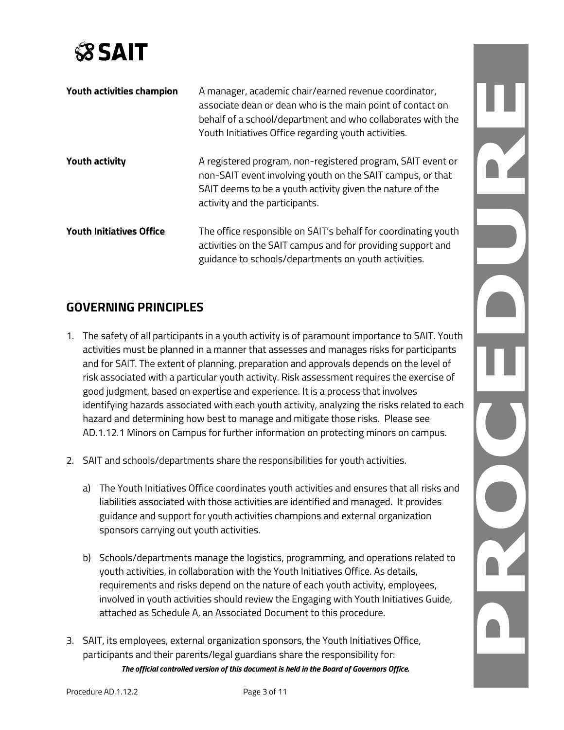| | |
|---|---|
| **Youth activities champion** | A manager, academic chair/earned revenue coordinator, associate dean or dean who is the main point of contact on behalf of a school/department and who collaborates with the Youth Initiatives Office regarding youth activities. |
| **Youth activity** | A registered program, non-registered program, SAIT event or non-SAIT event involving youth on the SAIT campus, or that SAIT deems to be a youth activity given the nature of the activity and the participants. |
| **Youth Initiatives Office** | The office responsible on SAIT's behalf for coordinating youth activities on the SAIT campus and for providing support and guidance to schools/departments on youth activities. |

## GOVERNING PRINCIPLES

1. The safety of all participants in a youth activity is of paramount importance to SAIT. Youth activities must be planned in a manner that assesses and manages risks for participants and for SAIT. The extent of planning, preparation and approvals depends on the level of risk associated with a particular youth activity. Risk assessment requires the exercise of good judgment, based on expertise and experience. It is a process that involves identifying hazards associated with each youth activity, analyzing the risks related to each hazard and determining how best to manage and mitigate those risks. Please see AD.1.12.1 Minors on Campus for further information on protecting minors on campus.

2. SAIT and schools/departments share the responsibilities for youth activities.

   a) The Youth Initiatives Office coordinates youth activities and ensures that all risks and liabilities associated with those activities are identified and managed. It provides guidance and support for youth activities champions and external organization sponsors carrying out youth activities.

   b) Schools/departments manage the logistics, programming, and operations related to youth activities, in collaboration with the Youth Initiatives Office. As details, requirements and risks depend on the nature of each youth activity, employees, involved in youth activities should review the Engaging with Youth Initiatives Guide, attached as Schedule A, an Associated Document to this procedure.

3. SAIT, its employees, external organization sponsors, the Youth Initiatives Office, participants and their parents/legal guardians share the responsibility for: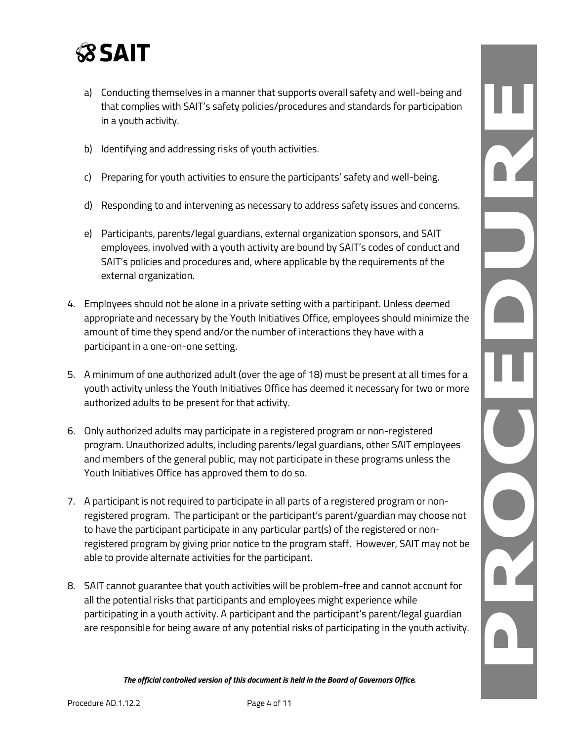a) Conducting themselves in a manner that supports overall safety and well-being and that complies with SAIT's safety policies/procedures and standards for participation in a youth activity.

b) Identifying and addressing risks of youth activities.

c) Preparing for youth activities to ensure the participants' safety and well-being.

d) Responding to and intervening as necessary to address safety issues and concerns.

e) Participants, parents/legal guardians, external organization sponsors, and SAIT employees, involved with a youth activity are bound by SAIT's codes of conduct and SAIT's policies and procedures and, where applicable by the requirements of the external organization.

4. Employees should not be alone in a private setting with a participant. Unless deemed appropriate and necessary by the Youth Initiatives Office, employees should minimize the amount of time they spend and/or the number of interactions they have with a participant in a one-on-one setting.

5. A minimum of one authorized adult (over the age of 18) must be present at all times for a youth activity unless the Youth Initiatives Office has deemed it necessary for two or more authorized adults to be present for that activity.

6. Only authorized adults may participate in a registered program or non-registered program. Unauthorized adults, including parents/legal guardians, other SAIT employees and members of the general public, may not participate in these programs unless the Youth Initiatives Office has approved them to do so.

7. A participant is not required to participate in all parts of a registered program or non-registered program. The participant or the participant's parent/guardian may choose not to have the participant participate in any particular part(s) of the registered or non-registered program by giving prior notice to the program staff. However, SAIT may not be able to provide alternate activities for the participant.

8. SAIT cannot guarantee that youth activities will be problem-free and cannot account for all the potential risks that participants and employees might experience while participating in a youth activity. A participant and the participant's parent/legal guardian are responsible for being aware of any potential risks of participating in the youth activity.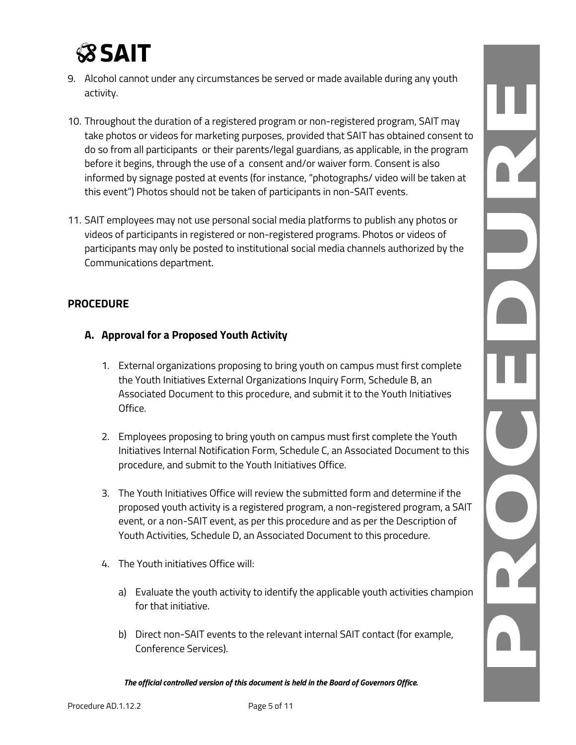9. Alcohol cannot under any circumstances be served or made available during any youth activity.

10. Throughout the duration of a registered program or non-registered program, SAIT may take photos or videos for marketing purposes, provided that SAIT has obtained consent to do so from all participants or their parents/legal guardians, as applicable, in the program before it begins, through the use of a consent and/or waiver form. Consent is also informed by signage posted at events (for instance, "photographs/ video will be taken at this event") Photos should not be taken of participants in non-SAIT events.

11. SAIT employees may not use personal social media platforms to publish any photos or videos of participants in registered or non-registered programs. Photos or videos of participants may only be posted to institutional social media channels authorized by the Communications department.

## PROCEDURE

### A. Approval for a Proposed Youth Activity

1. External organizations proposing to bring youth on campus must first complete the Youth Initiatives External Organizations Inquiry Form, Schedule B, an Associated Document to this procedure, and submit it to the Youth Initiatives Office.

2. Employees proposing to bring youth on campus must first complete the Youth Initiatives Internal Notification Form, Schedule C, an Associated Document to this procedure, and submit to the Youth Initiatives Office.

3. The Youth Initiatives Office will review the submitted form and determine if the proposed youth activity is a registered program, a non-registered program, a SAIT event, or a non-SAIT event, as per this procedure and as per the Description of Youth Activities, Schedule D, an Associated Document to this procedure.

4. The Youth initiatives Office will:

   a) Evaluate the youth activity to identify the applicable youth activities champion for that initiative.

   b) Direct non-SAIT events to the relevant internal SAIT contact (for example, Conference Services).

*The official controlled version of this document is held in the Board of Governors Office.*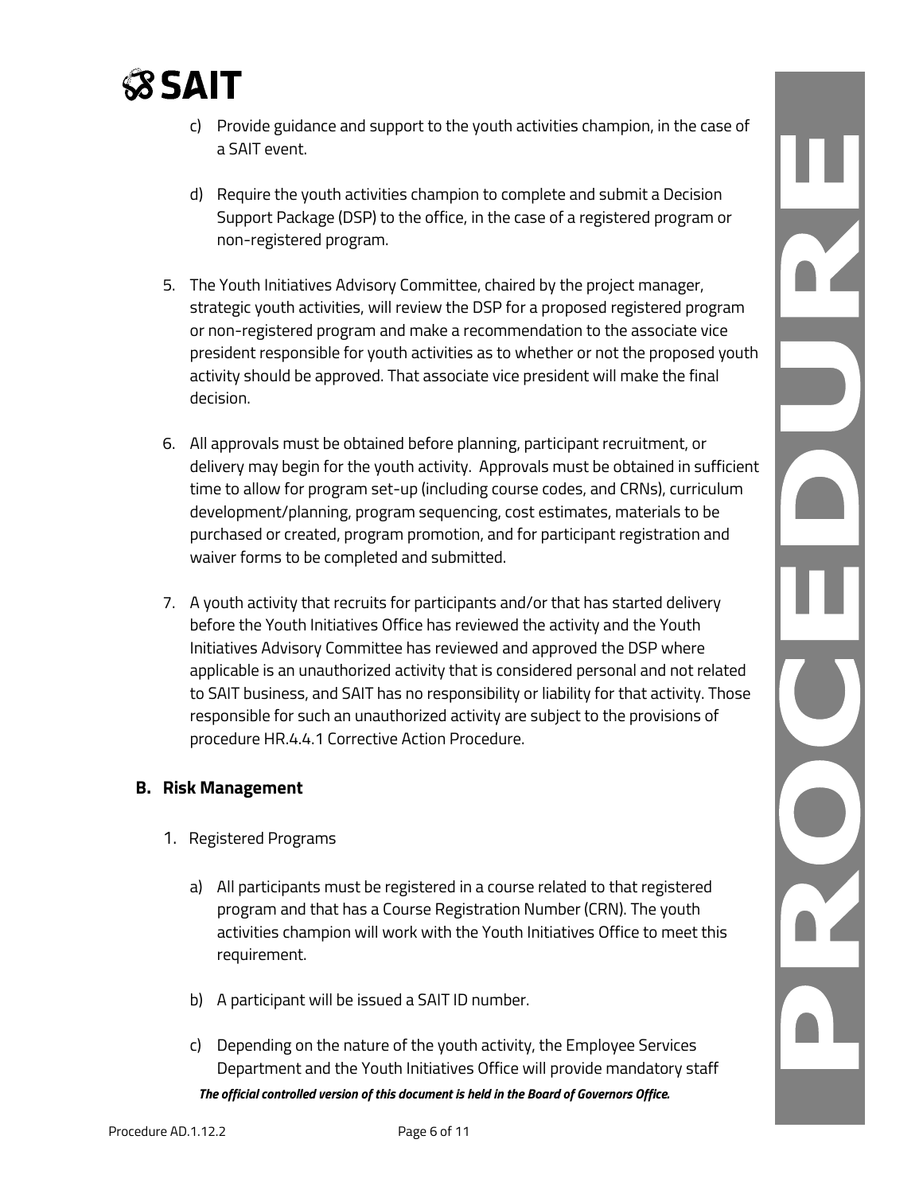c) Provide guidance and support to the youth activities champion, in the case of a SAIT event.

d) Require the youth activities champion to complete and submit a Decision Support Package (DSP) to the office, in the case of a registered program or non-registered program.

5. The Youth Initiatives Advisory Committee, chaired by the project manager, strategic youth activities, will review the DSP for a proposed registered program or non-registered program and make a recommendation to the associate vice president responsible for youth activities as to whether or not the proposed youth activity should be approved. That associate vice president will make the final decision.

6. All approvals must be obtained before planning, participant recruitment, or delivery may begin for the youth activity. Approvals must be obtained in sufficient time to allow for program set-up (including course codes, and CRNs), curriculum development/planning, program sequencing, cost estimates, materials to be purchased or created, program promotion, and for participant registration and waiver forms to be completed and submitted.

7. A youth activity that recruits for participants and/or that has started delivery before the Youth Initiatives Office has reviewed the activity and the Youth Initiatives Advisory Committee has reviewed and approved the DSP where applicable is an unauthorized activity that is considered personal and not related to SAIT business, and SAIT has no responsibility or liability for that activity. Those responsible for such an unauthorized activity are subject to the provisions of procedure HR.4.4.1 Corrective Action Procedure.

## B. Risk Management

1. Registered Programs

   a) All participants must be registered in a course related to that registered program and that has a Course Registration Number (CRN). The youth activities champion will work with the Youth Initiatives Office to meet this requirement.

   b) A participant will be issued a SAIT ID number.

   c) Depending on the nature of the youth activity, the Employee Services Department and the Youth Initiatives Office will provide mandatory staff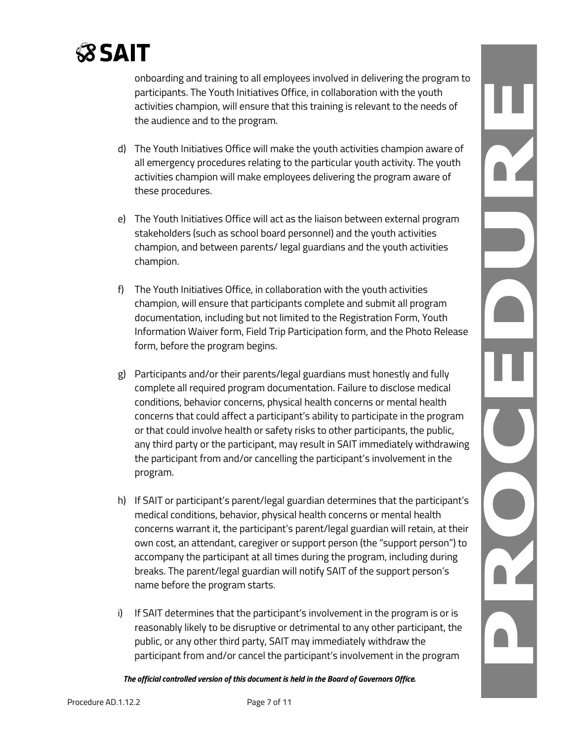onboarding and training to all employees involved in delivering the program to participants. The Youth Initiatives Office, in collaboration with the youth activities champion, will ensure that this training is relevant to the needs of the audience and to the program.

d) The Youth Initiatives Office will make the youth activities champion aware of all emergency procedures relating to the particular youth activity. The youth activities champion will make employees delivering the program aware of these procedures.

e) The Youth Initiatives Office will act as the liaison between external program stakeholders (such as school board personnel) and the youth activities champion, and between parents/ legal guardians and the youth activities champion.

f) The Youth Initiatives Office, in collaboration with the youth activities champion, will ensure that participants complete and submit all program documentation, including but not limited to the Registration Form, Youth Information Waiver form, Field Trip Participation form, and the Photo Release form, before the program begins.

g) Participants and/or their parents/legal guardians must honestly and fully complete all required program documentation. Failure to disclose medical conditions, behavior concerns, physical health concerns or mental health concerns that could affect a participant's ability to participate in the program or that could involve health or safety risks to other participants, the public, any third party or the participant, may result in SAIT immediately withdrawing the participant from and/or cancelling the participant's involvement in the program.

h) If SAIT or participant's parent/legal guardian determines that the participant's medical conditions, behavior, physical health concerns or mental health concerns warrant it, the participant's parent/legal guardian will retain, at their own cost, an attendant, caregiver or support person (the "support person") to accompany the participant at all times during the program, including during breaks. The parent/legal guardian will notify SAIT of the support person's name before the program starts.

i) If SAIT determines that the participant's involvement in the program is or is reasonably likely to be disruptive or detrimental to any other participant, the public, or any other third party, SAIT may immediately withdraw the participant from and/or cancel the participant's involvement in the program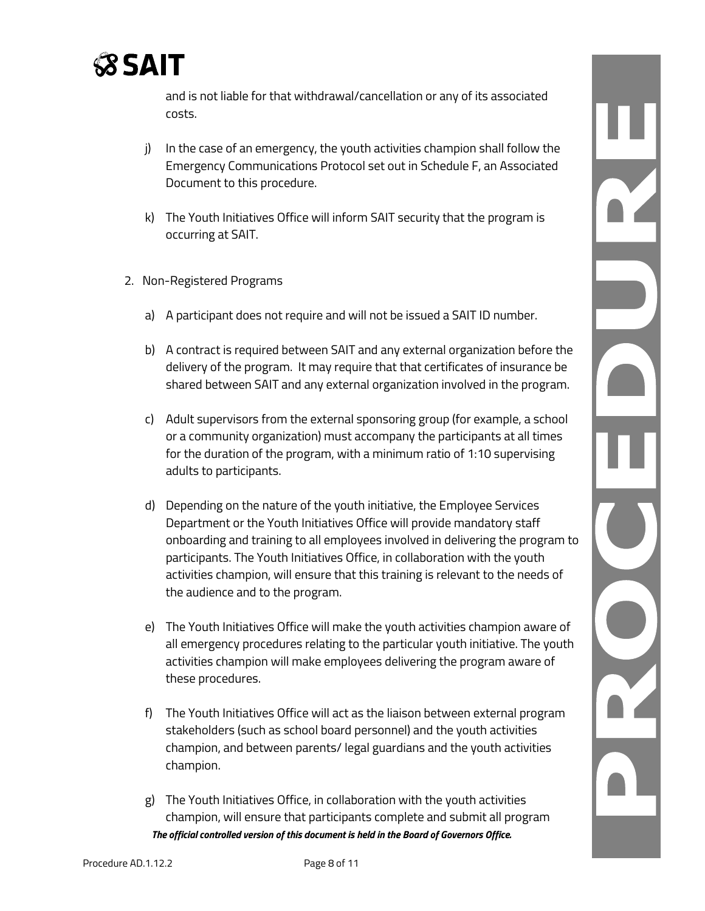and is not liable for that withdrawal/cancellation or any of its associated costs.

j) In the case of an emergency, the youth activities champion shall follow the Emergency Communications Protocol set out in Schedule F, an Associated Document to this procedure.

k) The Youth Initiatives Office will inform SAIT security that the program is occurring at SAIT.

2. Non-Registered Programs

a) A participant does not require and will not be issued a SAIT ID number.

b) A contract is required between SAIT and any external organization before the delivery of the program. It may require that that certificates of insurance be shared between SAIT and any external organization involved in the program.

c) Adult supervisors from the external sponsoring group (for example, a school or a community organization) must accompany the participants at all times for the duration of the program, with a minimum ratio of 1:10 supervising adults to participants.

d) Depending on the nature of the youth initiative, the Employee Services Department or the Youth Initiatives Office will provide mandatory staff onboarding and training to all employees involved in delivering the program to participants. The Youth Initiatives Office, in collaboration with the youth activities champion, will ensure that this training is relevant to the needs of the audience and to the program.

e) The Youth Initiatives Office will make the youth activities champion aware of all emergency procedures relating to the particular youth initiative. The youth activities champion will make employees delivering the program aware of these procedures.

f) The Youth Initiatives Office will act as the liaison between external program stakeholders (such as school board personnel) and the youth activities champion, and between parents/ legal guardians and the youth activities champion.

g) The Youth Initiatives Office, in collaboration with the youth activities champion, will ensure that participants complete and submit all program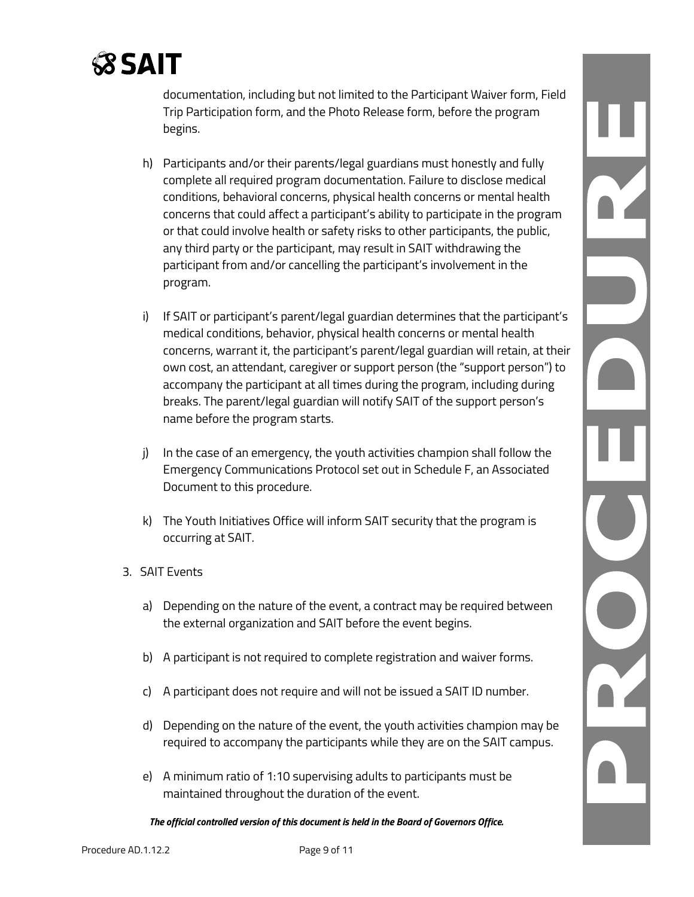documentation, including but not limited to the Participant Waiver form, Field Trip Participation form, and the Photo Release form, before the program begins.

h) Participants and/or their parents/legal guardians must honestly and fully complete all required program documentation. Failure to disclose medical conditions, behavioral concerns, physical health concerns or mental health concerns that could affect a participant's ability to participate in the program or that could involve health or safety risks to other participants, the public, any third party or the participant, may result in SAIT withdrawing the participant from and/or cancelling the participant's involvement in the program.

i) If SAIT or participant's parent/legal guardian determines that the participant's medical conditions, behavior, physical health concerns or mental health concerns, warrant it, the participant's parent/legal guardian will retain, at their own cost, an attendant, caregiver or support person (the "support person") to accompany the participant at all times during the program, including during breaks. The parent/legal guardian will notify SAIT of the support person's name before the program starts.

j) In the case of an emergency, the youth activities champion shall follow the Emergency Communications Protocol set out in Schedule F, an Associated Document to this procedure.

k) The Youth Initiatives Office will inform SAIT security that the program is occurring at SAIT.

3. SAIT Events

a) Depending on the nature of the event, a contract may be required between the external organization and SAIT before the event begins.

b) A participant is not required to complete registration and waiver forms.

c) A participant does not require and will not be issued a SAIT ID number.

d) Depending on the nature of the event, the youth activities champion may be required to accompany the participants while they are on the SAIT campus.

e) A minimum ratio of 1:10 supervising adults to participants must be maintained throughout the duration of the event.

***The official controlled version of this document is held in the Board of Governors Office.***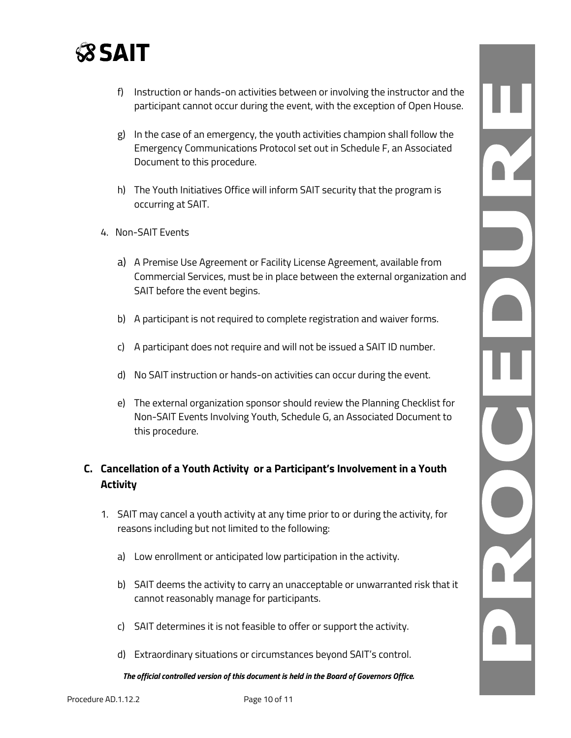f) Instruction or hands-on activities between or involving the instructor and the participant cannot occur during the event, with the exception of Open House.

g) In the case of an emergency, the youth activities champion shall follow the Emergency Communications Protocol set out in Schedule F, an Associated Document to this procedure.

h) The Youth Initiatives Office will inform SAIT security that the program is occurring at SAIT.

4. Non-SAIT Events

a) A Premise Use Agreement or Facility License Agreement, available from Commercial Services, must be in place between the external organization and SAIT before the event begins.

b) A participant is not required to complete registration and waiver forms.

c) A participant does not require and will not be issued a SAIT ID number.

d) No SAIT instruction or hands-on activities can occur during the event.

e) The external organization sponsor should review the Planning Checklist for Non-SAIT Events Involving Youth, Schedule G, an Associated Document to this procedure.

## C. Cancellation of a Youth Activity or a Participant's Involvement in a Youth Activity

1. SAIT may cancel a youth activity at any time prior to or during the activity, for reasons including but not limited to the following:

   a) Low enrollment or anticipated low participation in the activity.

   b) SAIT deems the activity to carry an unacceptable or unwarranted risk that it cannot reasonably manage for participants.

   c) SAIT determines it is not feasible to offer or support the activity.

   d) Extraordinary situations or circumstances beyond SAIT's control.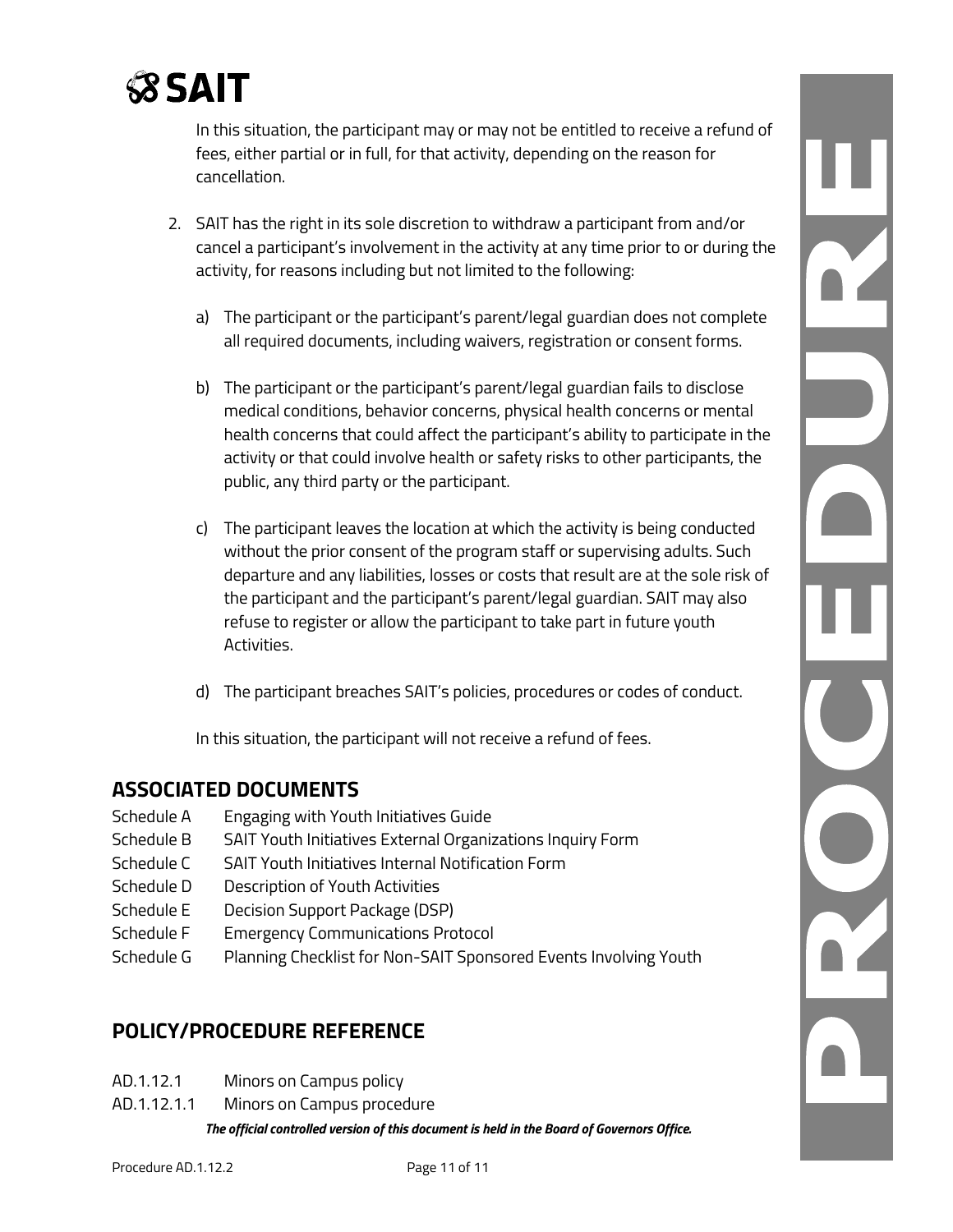In this situation, the participant may or may not be entitled to receive a refund of fees, either partial or in full, for that activity, depending on the reason for cancellation.

2. SAIT has the right in its sole discretion to withdraw a participant from and/or cancel a participant's involvement in the activity at any time prior to or during the activity, for reasons including but not limited to the following:

   a) The participant or the participant's parent/legal guardian does not complete all required documents, including waivers, registration or consent forms.

   b) The participant or the participant's parent/legal guardian fails to disclose medical conditions, behavior concerns, physical health concerns or mental health concerns that could affect the participant's ability to participate in the activity or that could involve health or safety risks to other participants, the public, any third party or the participant.

   c) The participant leaves the location at which the activity is being conducted without the prior consent of the program staff or supervising adults. Such departure and any liabilities, losses or costs that result are at the sole risk of the participant and the participant's parent/legal guardian. SAIT may also refuse to register or allow the participant to take part in future youth Activities.

   d) The participant breaches SAIT's policies, procedures or codes of conduct.

   In this situation, the participant will not receive a refund of fees.

## ASSOCIATED DOCUMENTS

| | |
|---|---|
| Schedule A | Engaging with Youth Initiatives Guide |
| Schedule B | SAIT Youth Initiatives External Organizations Inquiry Form |
| Schedule C | SAIT Youth Initiatives Internal Notification Form |
| Schedule D | Description of Youth Activities |
| Schedule E | Decision Support Package (DSP) |
| Schedule F | Emergency Communications Protocol |
| Schedule G | Planning Checklist for Non-SAIT Sponsored Events Involving Youth |

## POLICY/PROCEDURE REFERENCE

| | |
|---|---|
| AD.1.12.1 | Minors on Campus policy |
| AD.1.12.1.1 | Minors on Campus procedure |

***The official controlled version of this document is held in the Board of Governors Office.***